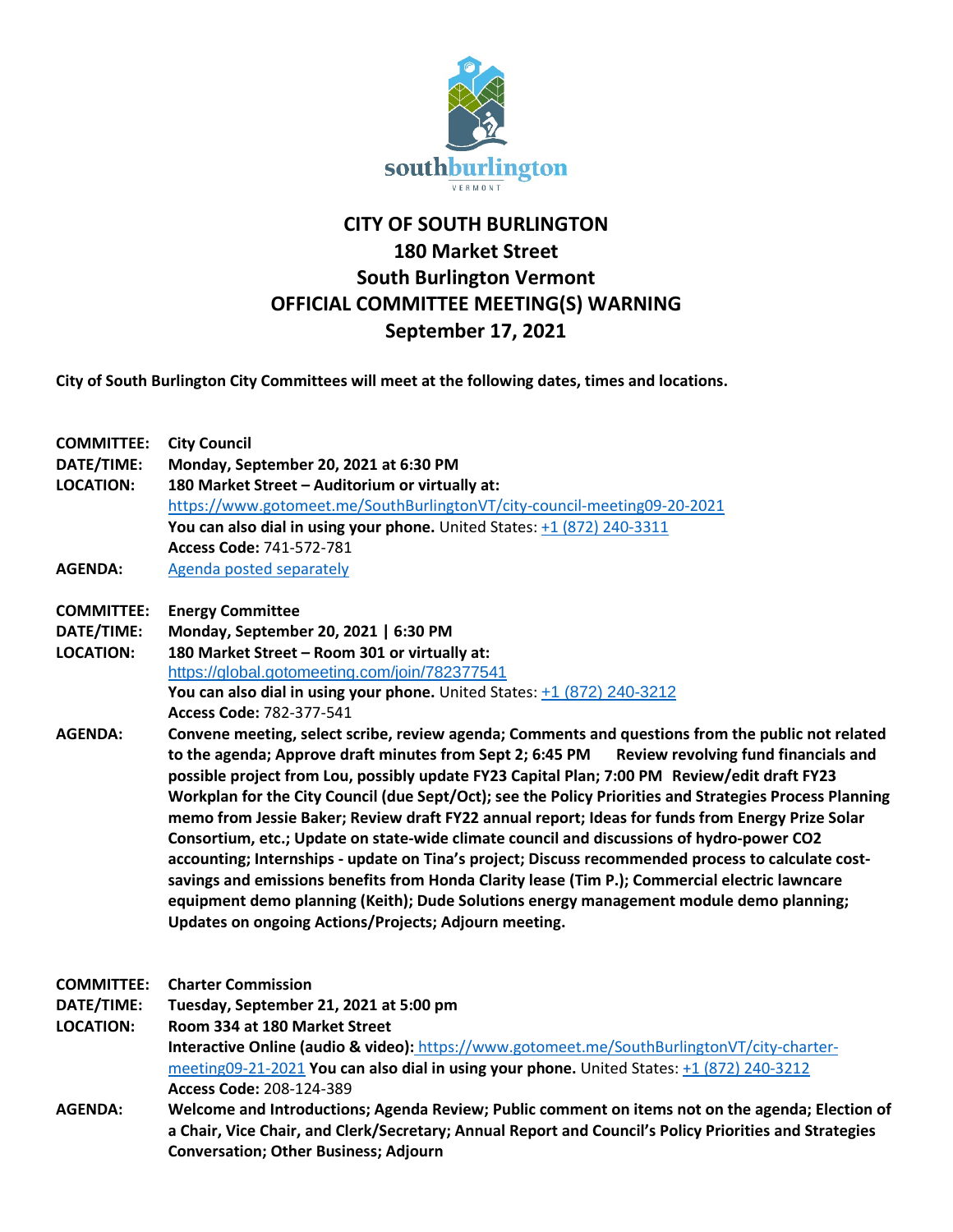# CITY OF SOUTH BURLINGTON
## 180 Market Street
## South Burlington Vermont
## OFFICIAL COMMITTEE MEETING(S) WARNING
## September 17, 2021

**City of South Burlington City Committees will meet at the following dates, times and locations.**

**COMMITTEE:** **City Council**
**DATE/TIME:** **Monday, September 20, 2021 at 6:30 PM**
**LOCATION:** **180 Market Street – Auditorium or virtually at:**
https://www.gotomeet.me/SouthBurlingtonVT/city-council-meeting09-20-2021
**You can also dial in using your phone.** United States: +1 (872) 240-3311
**Access Code:** 741-572-781
**AGENDA:** Agenda posted separately

**COMMITTEE:** **Energy Committee**
**DATE/TIME:** **Monday, September 20, 2021 | 6:30 PM**
**LOCATION:** **180 Market Street – Room 301 or virtually at:**
https://global.gotomeeting.com/join/782377541
**You can also dial in using your phone.** United States: +1 (872) 240-3212
**Access Code:** 782-377-541
**AGENDA:** **Convene meeting, select scribe, review agenda; Comments and questions from the public not related to the agenda; Approve draft minutes from Sept 2; 6:45 PM Review revolving fund financials and possible project from Lou, possibly update FY23 Capital Plan; 7:00 PM Review/edit draft FY23 Workplan for the City Council (due Sept/Oct); see the Policy Priorities and Strategies Process Planning memo from Jessie Baker; Review draft FY22 annual report; Ideas for funds from Energy Prize Solar Consortium, etc.; Update on state-wide climate council and discussions of hydro-power CO2 accounting; Internships - update on Tina's project; Discuss recommended process to calculate cost-savings and emissions benefits from Honda Clarity lease (Tim P.); Commercial electric lawncare equipment demo planning (Keith); Dude Solutions energy management module demo planning; Updates on ongoing Actions/Projects; Adjourn meeting.**

**COMMITTEE:** **Charter Commission**
**DATE/TIME:** **Tuesday, September 21, 2021 at 5:00 pm**
**LOCATION:** **Room 334 at 180 Market Street**
**Interactive Online (audio & video):** https://www.gotomeet.me/SouthBurlingtonVT/city-charter-meeting09-21-2021 **You can also dial in using your phone.** United States: +1 (872) 240-3212
**Access Code:** 208-124-389
**AGENDA:** **Welcome and Introductions; Agenda Review; Public comment on items not on the agenda; Election of a Chair, Vice Chair, and Clerk/Secretary; Annual Report and Council's Policy Priorities and Strategies Conversation; Other Business; Adjourn**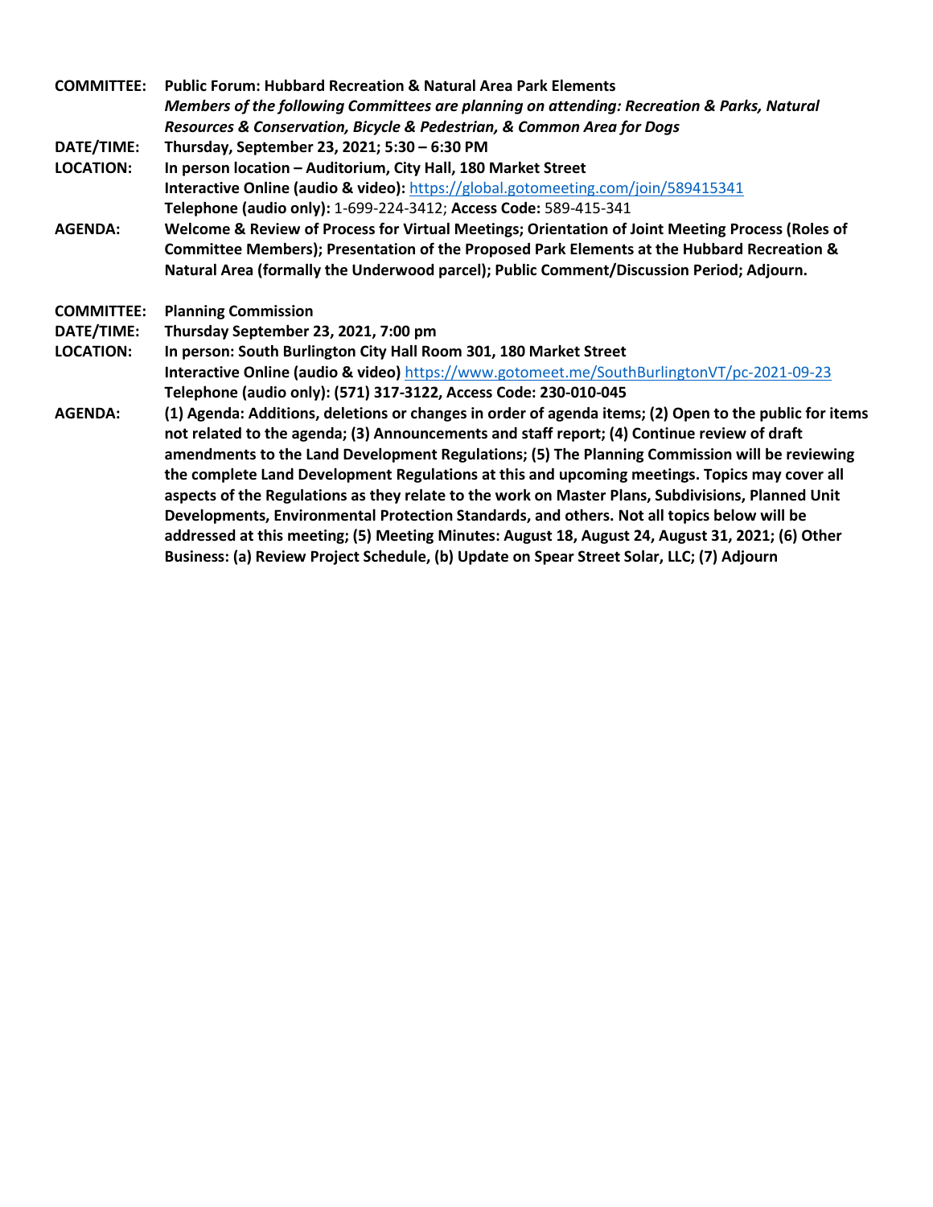**COMMITTEE:** **Public Forum: Hubbard Recreation & Natural Area Park Elements**
***Members of the following Committees are planning on attending: Recreation & Parks, Natural Resources & Conservation, Bicycle & Pedestrian, & Common Area for Dogs***

**DATE/TIME:** **Thursday, September 23, 2021; 5:30 – 6:30 PM**

**LOCATION:** **In person location – Auditorium, City Hall, 180 Market Street**
**Interactive Online (audio & video):** https://global.gotomeeting.com/join/589415341
**Telephone (audio only):** 1-699-224-3412; **Access Code:** 589-415-341

**AGENDA:** **Welcome & Review of Process for Virtual Meetings; Orientation of Joint Meeting Process (Roles of Committee Members); Presentation of the Proposed Park Elements at the Hubbard Recreation & Natural Area (formally the Underwood parcel); Public Comment/Discussion Period; Adjourn.**

**COMMITTEE:** **Planning Commission**

**DATE/TIME:** **Thursday September 23, 2021, 7:00 pm**

**LOCATION:** **In person: South Burlington City Hall Room 301, 180 Market Street**
**Interactive Online (audio & video)** https://www.gotomeet.me/SouthBurlingtonVT/pc-2021-09-23
**Telephone (audio only): (571) 317-3122, Access Code: 230-010-045**

**AGENDA:** **(1) Agenda: Additions, deletions or changes in order of agenda items; (2) Open to the public for items not related to the agenda; (3) Announcements and staff report; (4) Continue review of draft amendments to the Land Development Regulations; (5) The Planning Commission will be reviewing the complete Land Development Regulations at this and upcoming meetings. Topics may cover all aspects of the Regulations as they relate to the work on Master Plans, Subdivisions, Planned Unit Developments, Environmental Protection Standards, and others. Not all topics below will be addressed at this meeting; (5) Meeting Minutes: August 18, August 24, August 31, 2021; (6) Other Business: (a) Review Project Schedule, (b) Update on Spear Street Solar, LLC; (7) Adjourn**